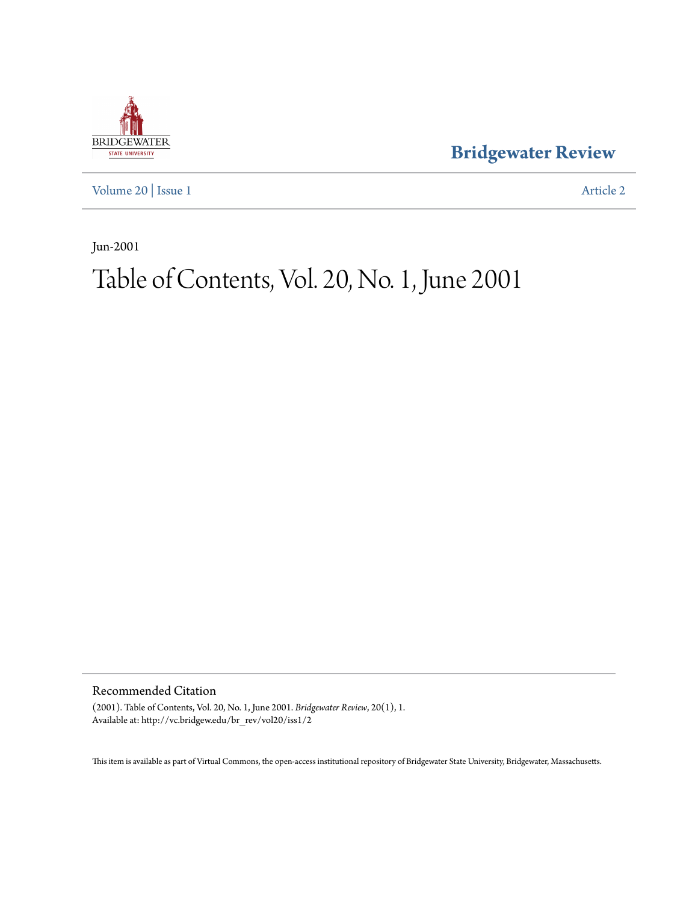Bridgewater Review

Volume 20 | Issue 1 Article 2

Jun-2001

# Table of Contents, Vol. 20, No. 1, June 2001

## Recommended Citation

(2001). Table of Contents, Vol. 20, No. 1, June 2001. *Bridgewater Review*, 20(1), 1.
Available at: http://vc.bridgew.edu/br_rev/vol20/iss1/2

This item is available as part of Virtual Commons, the open-access institutional repository of Bridgewater State University, Bridgewater, Massachusetts.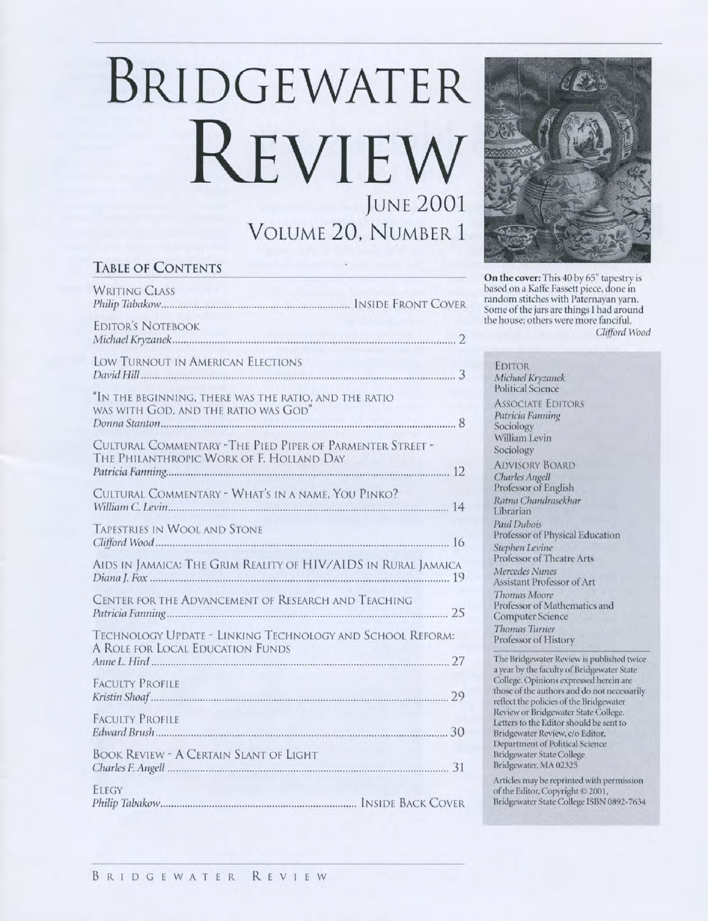# Bridgewater Review

## June 2001

## Volume 20, Number 1

### Table of Contents

**Writing Class**
*Philip Tabakow* ........ Inside Front Cover

**Editor's Notebook**
*Michael Kryzanek* ........ 2

**Low Turnout in American Elections**
*David Hill* ........ 3

**"In the Beginning, There Was the Ratio, and the Ratio Was with God, and the Ratio Was God"**
*Donna Stanton* ........ 8

**Cultural Commentary - The Pied Piper of Parmenter Street - The Philanthropic Work of F. Holland Day**
*Patricia Fanning* ........ 12

**Cultural Commentary - What's in a Name, You Pinko?**
*William C. Levin* ........ 14

**Tapestries in Wool and Stone**
*Clifford Wood* ........ 16

**AIDS in Jamaica: The Grim Reality of HIV/AIDS in Rural Jamaica**
*Diana J. Fox* ........ 19

**Center for the Advancement of Research and Teaching**
*Patricia Fanning* ........ 25

**Technology Update - Linking Technology and School Reform: A Role for Local Education Funds**
*Anne L. Hird* ........ 27

**Faculty Profile**
*Kristin Shoaf* ........ 29

**Faculty Profile**
*Edward Brush* ........ 30

**Book Review - A Certain Slant of Light**
*Charles F. Angell* ........ 31

**Elegy**
*Philip Tabakow* ........ Inside Back Cover

**On the cover:** This 40 by 65" tapestry is based on a Kaffe Fassett piece, done in random stitches with Paternayan yarn. Some of the jars are things I had around the house; others were more fanciful.
*Clifford Wood*

**Editor**
*Michael Kryzanek*
Political Science

**Associate Editors**
*Patricia Fanning*
Sociology
William Levin
Sociology

**Advisory Board**
*Charles Angell*
Professor of English
*Ratna Chandrasekhar*
Librarian
*Paul Dubois*
Professor of Physical Education
*Stephen Levine*
Professor of Theatre Arts
*Mercedes Nunes*
Assistant Professor of Art
*Thomas Moore*
Professor of Mathematics and Computer Science
*Thomas Turner*
Professor of History

The Bridgewater Review is published twice a year by the faculty of Bridgewater State College. Opinions expressed herein are those of the authors and do not necessarily reflect the policies of the Bridgewater Review or Bridgewater State College. Letters to the Editor should be sent to Bridgewater Review, c/o Editor, Department of Political Science, Bridgewater State College, Bridgewater, MA 02325

Articles may be reprinted with permission of the Editor, Copyright © 2001, Bridgewater State College ISBN 0892-7634